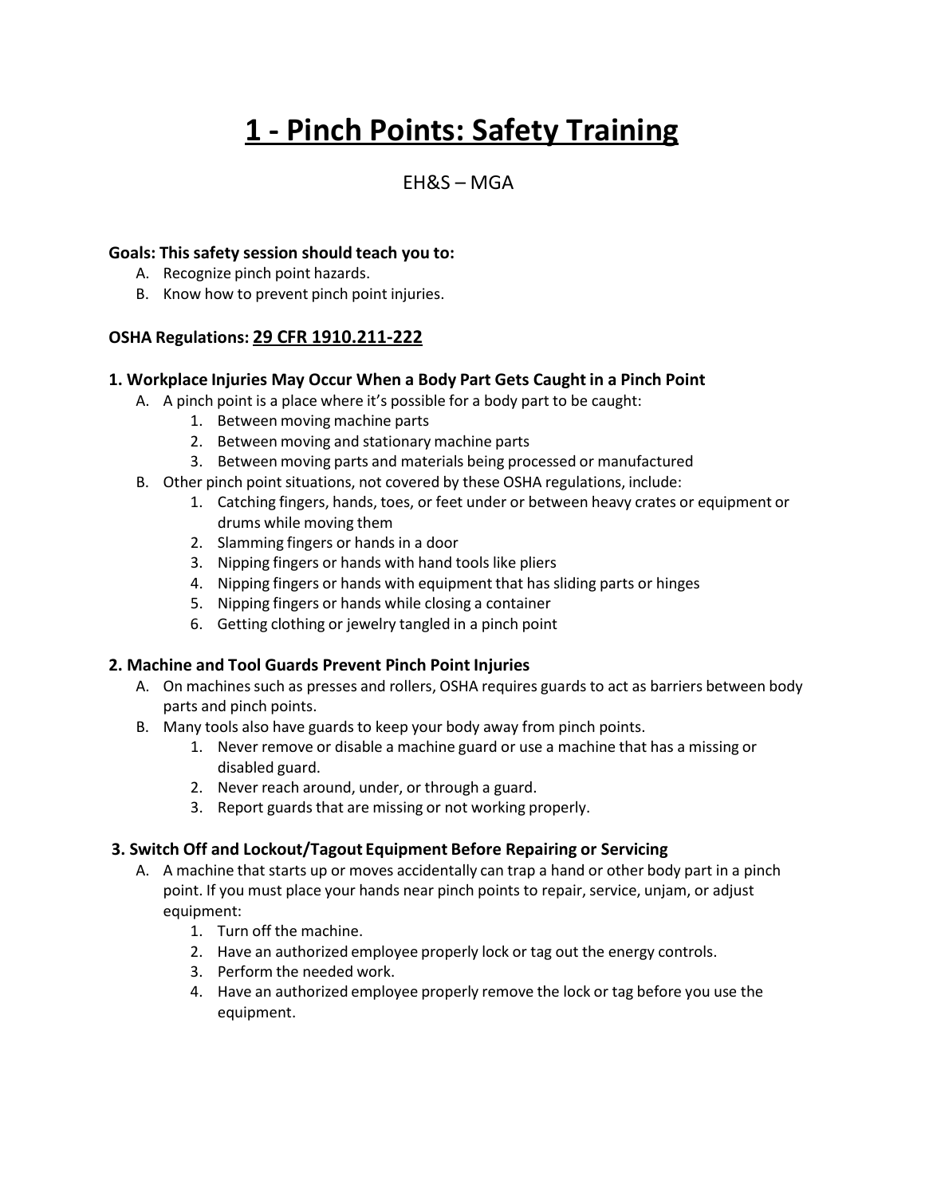# 1 - Pinch Points: Safety Training

EH&S – MGA

**Goals: This safety session should teach you to:**

A. Recognize pinch point hazards.
B. Know how to prevent pinch point injuries.

**OSHA Regulations: 29 CFR 1910.211-222**

### 1. Workplace Injuries May Occur When a Body Part Gets Caught in a Pinch Point

A. A pinch point is a place where it's possible for a body part to be caught:
   1. Between moving machine parts
   2. Between moving and stationary machine parts
   3. Between moving parts and materials being processed or manufactured

B. Other pinch point situations, not covered by these OSHA regulations, include:
   1. Catching fingers, hands, toes, or feet under or between heavy crates or equipment or drums while moving them
   2. Slamming fingers or hands in a door
   3. Nipping fingers or hands with hand tools like pliers
   4. Nipping fingers or hands with equipment that has sliding parts or hinges
   5. Nipping fingers or hands while closing a container
   6. Getting clothing or jewelry tangled in a pinch point

### 2. Machine and Tool Guards Prevent Pinch Point Injuries

A. On machines such as presses and rollers, OSHA requires guards to act as barriers between body parts and pinch points.

B. Many tools also have guards to keep your body away from pinch points.
   1. Never remove or disable a machine guard or use a machine that has a missing or disabled guard.
   2. Never reach around, under, or through a guard.
   3. Report guards that are missing or not working properly.

### 3. Switch Off and Lockout/Tagout Equipment Before Repairing or Servicing

A. A machine that starts up or moves accidentally can trap a hand or other body part in a pinch point. If you must place your hands near pinch points to repair, service, unjam, or adjust equipment:
   1. Turn off the machine.
   2. Have an authorized employee properly lock or tag out the energy controls.
   3. Perform the needed work.
   4. Have an authorized employee properly remove the lock or tag before you use the equipment.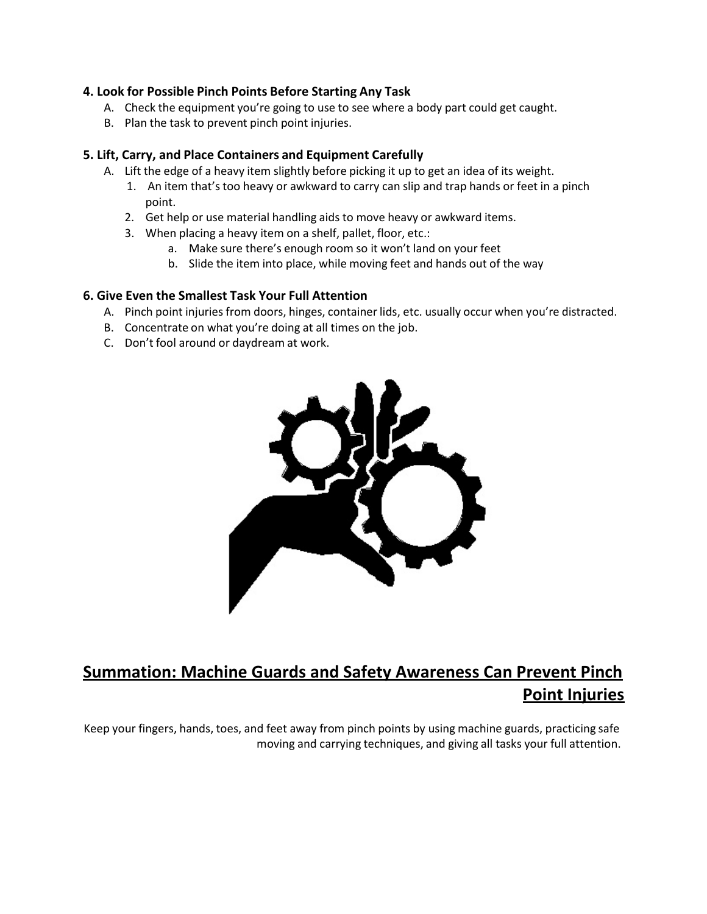**4. Look for Possible Pinch Points Before Starting Any Task**

A. Check the equipment you're going to use to see where a body part could get caught.
B. Plan the task to prevent pinch point injuries.

**5. Lift, Carry, and Place Containers and Equipment Carefully**

A. Lift the edge of a heavy item slightly before picking it up to get an idea of its weight.
   1. An item that's too heavy or awkward to carry can slip and trap hands or feet in a pinch point.
   2. Get help or use material handling aids to move heavy or awkward items.
   3. When placing a heavy item on a shelf, pallet, floor, etc.:
      a. Make sure there's enough room so it won't land on your feet
      b. Slide the item into place, while moving feet and hands out of the way

**6. Give Even the Smallest Task Your Full Attention**

A. Pinch point injuries from doors, hinges, container lids, etc. usually occur when you're distracted.
B. Concentrate on what you're doing at all times on the job.
C. Don't fool around or daydream at work.

## Summation: Machine Guards and Safety Awareness Can Prevent Pinch Point Injuries

Keep your fingers, hands, toes, and feet away from pinch points by using machine guards, practicing safe moving and carrying techniques, and giving all tasks your full attention.